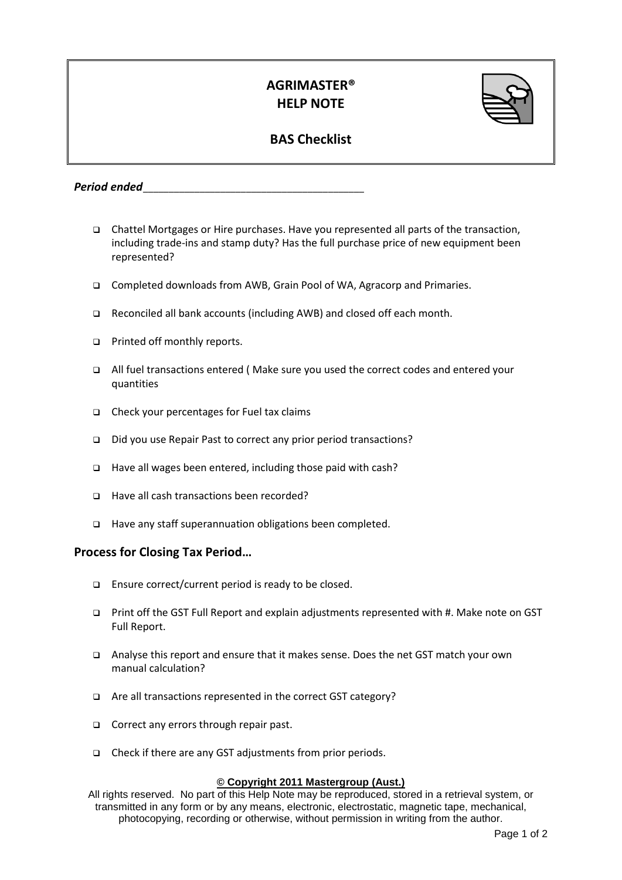# AGRIMASTER® HELP NOTE

## BAS Checklist

***Period ended***\_\_\_\_\_\_\_\_\_\_\_\_\_\_\_\_\_\_\_\_\_\_\_\_\_\_\_\_\_\_\_\_\_\_\_\_\_\_

- ☐ Chattel Mortgages or Hire purchases. Have you represented all parts of the transaction, including trade-ins and stamp duty? Has the full purchase price of new equipment been represented?
- ☐ Completed downloads from AWB, Grain Pool of WA, Agracorp and Primaries.
- ☐ Reconciled all bank accounts (including AWB) and closed off each month.
- ☐ Printed off monthly reports.
- ☐ All fuel transactions entered ( Make sure you used the correct codes and entered your quantities
- ☐ Check your percentages for Fuel tax claims
- ☐ Did you use Repair Past to correct any prior period transactions?
- ☐ Have all wages been entered, including those paid with cash?
- ☐ Have all cash transactions been recorded?
- ☐ Have any staff superannuation obligations been completed.

### Process for Closing Tax Period…

- ☐ Ensure correct/current period is ready to be closed.
- ☐ Print off the GST Full Report and explain adjustments represented with #. Make note on GST Full Report.
- ☐ Analyse this report and ensure that it makes sense. Does the net GST match your own manual calculation?
- ☐ Are all transactions represented in the correct GST category?
- ☐ Correct any errors through repair past.
- ☐ Check if there are any GST adjustments from prior periods.

**© Copyright 2011 Mastergroup (Aust.)**

All rights reserved. No part of this Help Note may be reproduced, stored in a retrieval system, or transmitted in any form or by any means, electronic, electrostatic, magnetic tape, mechanical, photocopying, recording or otherwise, without permission in writing from the author.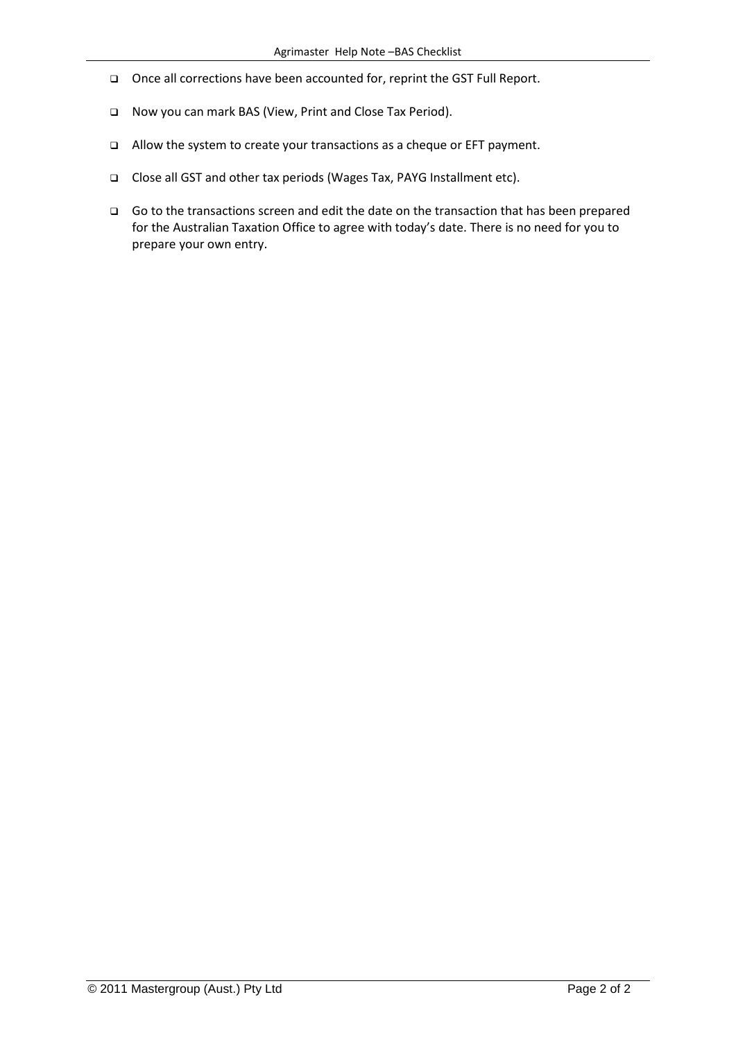- Once all corrections have been accounted for, reprint the GST Full Report.
- Now you can mark BAS (View, Print and Close Tax Period).
- Allow the system to create your transactions as a cheque or EFT payment.
- Close all GST and other tax periods (Wages Tax, PAYG Installment etc).
- Go to the transactions screen and edit the date on the transaction that has been prepared for the Australian Taxation Office to agree with today's date. There is no need for you to prepare your own entry.